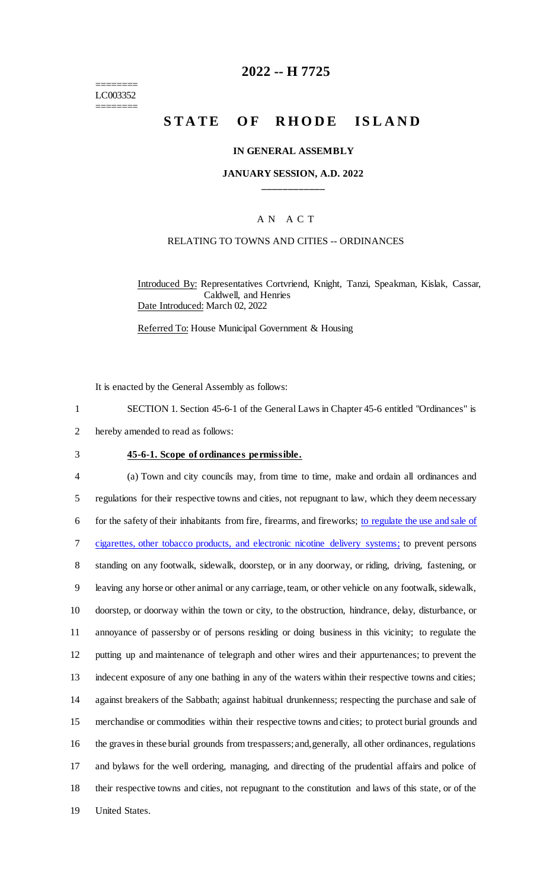========
LC003352
========

# 2022 -- H 7725

# STATE OF RHODE ISLAND

**IN GENERAL ASSEMBLY**

**JANUARY SESSION, A.D. 2022**

A N A C T

RELATING TO TOWNS AND CITIES -- ORDINANCES

Introduced By: Representatives Cortvriend, Knight, Tanzi, Speakman, Kislak, Cassar, Caldwell, and Henries

Date Introduced: March 02, 2022

Referred To: House Municipal Government & Housing

It is enacted by the General Assembly as follows:

1 SECTION 1. Section 45-6-1 of the General Laws in Chapter 45-6 entitled "Ordinances" is
2 hereby amended to read as follows:

3 **45-6-1. Scope of ordinances permissible.**

4 (a) Town and city councils may, from time to time, make and ordain all ordinances and
5 regulations for their respective towns and cities, not repugnant to law, which they deem necessary
6 for the safety of their inhabitants from fire, firearms, and fireworks; to regulate the use and sale of
7 cigarettes, other tobacco products, and electronic nicotine delivery systems; to prevent persons
8 standing on any footwalk, sidewalk, doorstep, or in any doorway, or riding, driving, fastening, or
9 leaving any horse or other animal or any carriage, team, or other vehicle on any footwalk, sidewalk,
10 doorstep, or doorway within the town or city, to the obstruction, hindrance, delay, disturbance, or
11 annoyance of passersby or of persons residing or doing business in this vicinity; to regulate the
12 putting up and maintenance of telegraph and other wires and their appurtenances; to prevent the
13 indecent exposure of any one bathing in any of the waters within their respective towns and cities;
14 against breakers of the Sabbath; against habitual drunkenness; respecting the purchase and sale of
15 merchandise or commodities within their respective towns and cities; to protect burial grounds and
16 the graves in these burial grounds from trespassers; and, generally, all other ordinances, regulations
17 and bylaws for the well ordering, managing, and directing of the prudential affairs and police of
18 their respective towns and cities, not repugnant to the constitution and laws of this state, or of the
19 United States.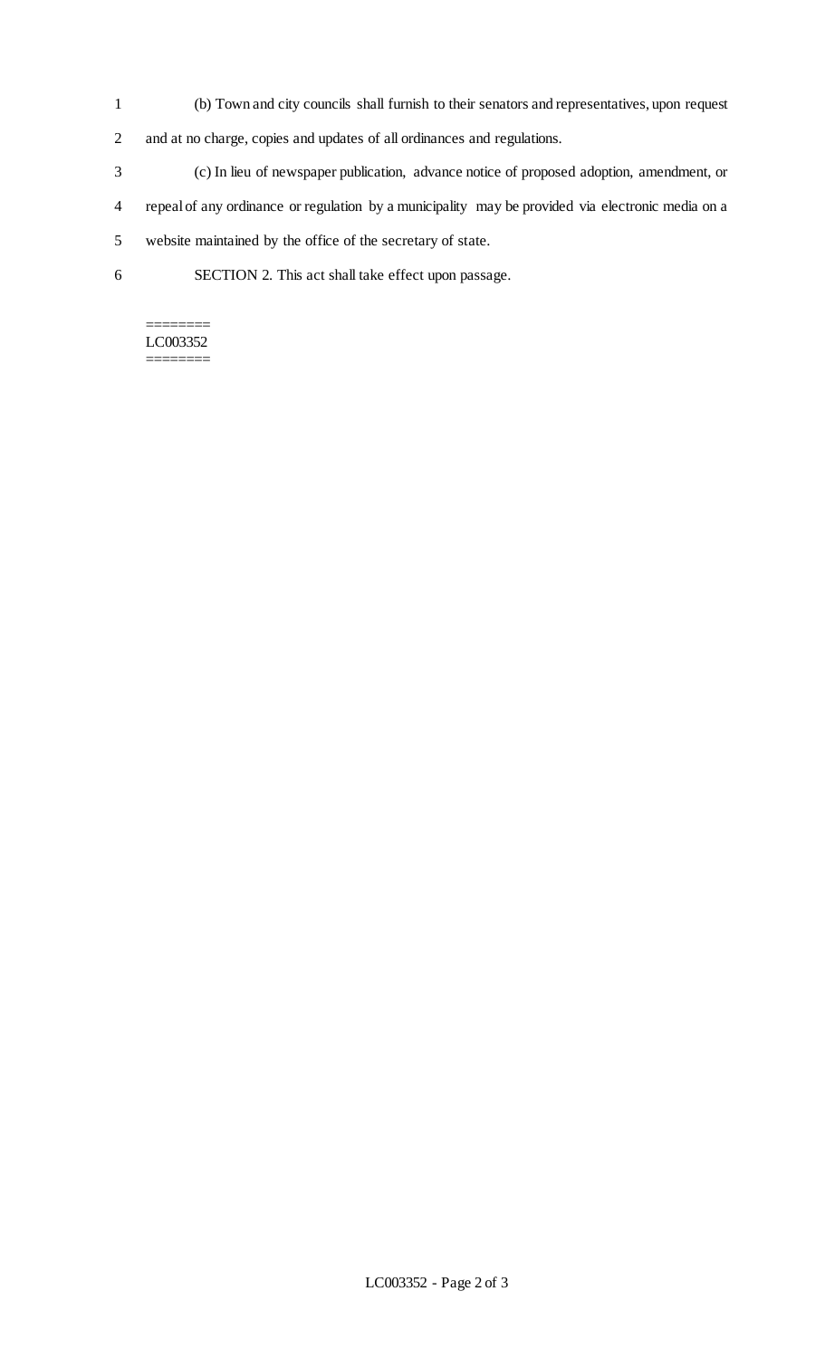(b) Town and city councils shall furnish to their senators and representatives, upon request and at no charge, copies and updates of all ordinances and regulations.

(c) In lieu of newspaper publication, advance notice of proposed adoption, amendment, or repeal of any ordinance or regulation by a municipality may be provided via electronic media on a website maintained by the office of the secretary of state.

SECTION 2. This act shall take effect upon passage.

========
LC003352
========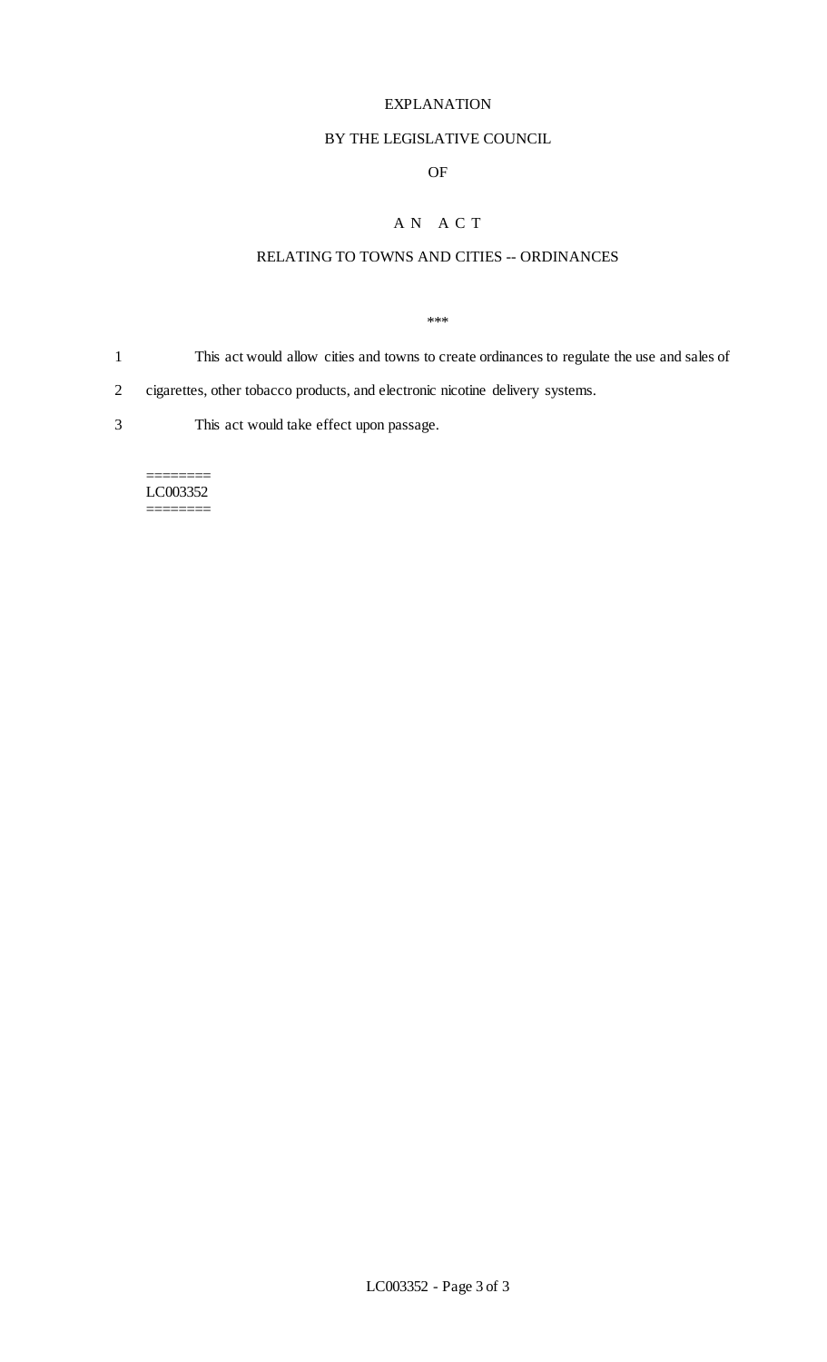EXPLANATION

BY THE LEGISLATIVE COUNCIL

OF

A N A C T

RELATING TO TOWNS AND CITIES -- ORDINANCES

\*\*\*

1 This act would allow cities and towns to create ordinances to regulate the use and sales of

2 cigarettes, other tobacco products, and electronic nicotine delivery systems.

3 This act would take effect upon passage.

========
LC003352
========